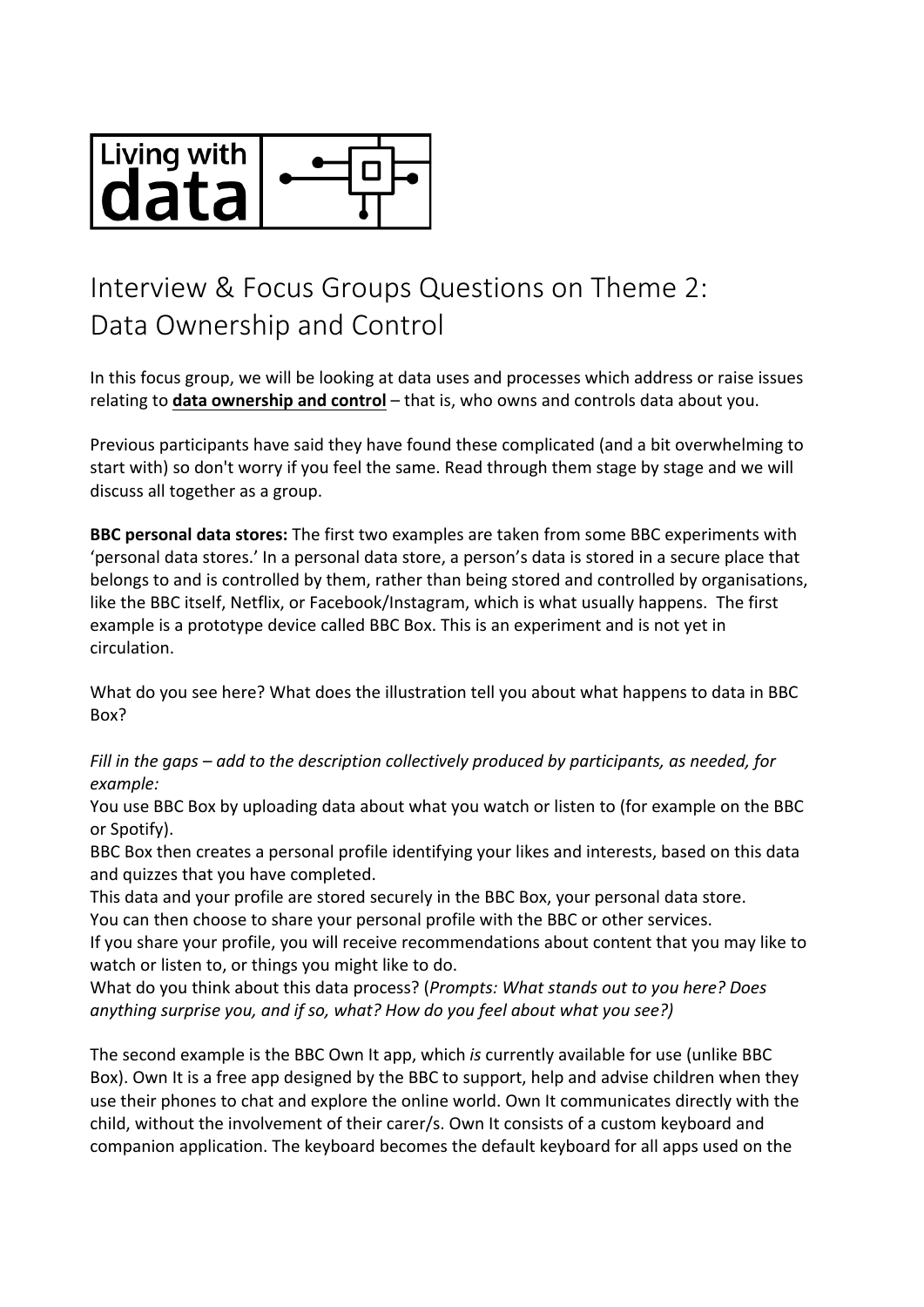# Interview & Focus Groups Questions on Theme 2: Data Ownership and Control

In this focus group, we will be looking at data uses and processes which address or raise issues relating to **data ownership and control** – that is, who owns and controls data about you.

Previous participants have said they have found these complicated (and a bit overwhelming to start with) so don't worry if you feel the same. Read through them stage by stage and we will discuss all together as a group.

**BBC personal data stores:** The first two examples are taken from some BBC experiments with 'personal data stores.' In a personal data store, a person's data is stored in a secure place that belongs to and is controlled by them, rather than being stored and controlled by organisations, like the BBC itself, Netflix, or Facebook/Instagram, which is what usually happens. The first example is a prototype device called BBC Box. This is an experiment and is not yet in circulation.

What do you see here? What does the illustration tell you about what happens to data in BBC Box?

*Fill in the gaps – add to the description collectively produced by participants, as needed, for example:*
You use BBC Box by uploading data about what you watch or listen to (for example on the BBC or Spotify).
BBC Box then creates a personal profile identifying your likes and interests, based on this data and quizzes that you have completed.
This data and your profile are stored securely in the BBC Box, your personal data store.
You can then choose to share your personal profile with the BBC or other services.
If you share your profile, you will receive recommendations about content that you may like to watch or listen to, or things you might like to do.
What do you think about this data process? (*Prompts: What stands out to you here? Does anything surprise you, and if so, what? How do you feel about what you see?)*

The second example is the BBC Own It app, which *is* currently available for use (unlike BBC Box). Own It is a free app designed by the BBC to support, help and advise children when they use their phones to chat and explore the online world. Own It communicates directly with the child, without the involvement of their carer/s. Own It consists of a custom keyboard and companion application. The keyboard becomes the default keyboard for all apps used on the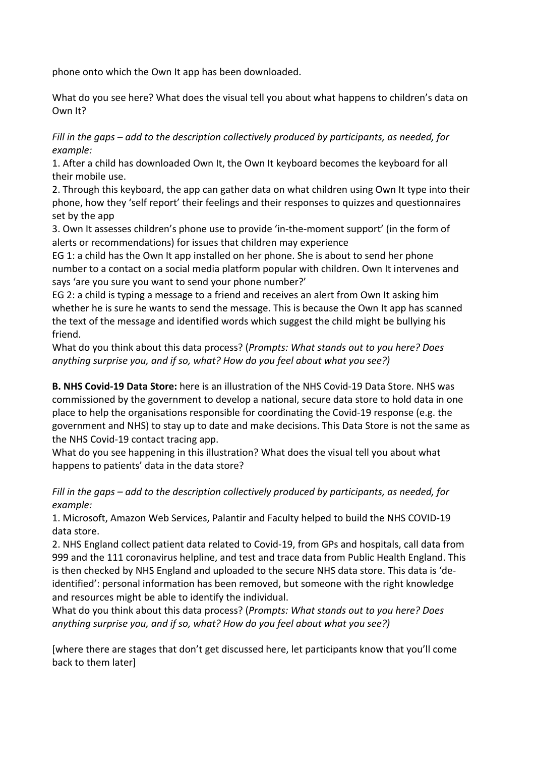phone onto which the Own It app has been downloaded.

What do you see here? What does the visual tell you about what happens to children's data on Own It?

*Fill in the gaps – add to the description collectively produced by participants, as needed, for example:*

1. After a child has downloaded Own It, the Own It keyboard becomes the keyboard for all their mobile use.
2. Through this keyboard, the app can gather data on what children using Own It type into their phone, how they 'self report' their feelings and their responses to quizzes and questionnaires set by the app
3. Own It assesses children's phone use to provide 'in-the-moment support' (in the form of alerts or recommendations) for issues that children may experience

EG 1: a child has the Own It app installed on her phone. She is about to send her phone number to a contact on a social media platform popular with children. Own It intervenes and says 'are you sure you want to send your phone number?'

EG 2: a child is typing a message to a friend and receives an alert from Own It asking him whether he is sure he wants to send the message. This is because the Own It app has scanned the text of the message and identified words which suggest the child might be bullying his friend.

What do you think about this data process? (*Prompts: What stands out to you here? Does anything surprise you, and if so, what? How do you feel about what you see?)*

**B. NHS Covid-19 Data Store:** here is an illustration of the NHS Covid-19 Data Store. NHS was commissioned by the government to develop a national, secure data store to hold data in one place to help the organisations responsible for coordinating the Covid-19 response (e.g. the government and NHS) to stay up to date and make decisions. This Data Store is not the same as the NHS Covid-19 contact tracing app.

What do you see happening in this illustration? What does the visual tell you about what happens to patients' data in the data store?

*Fill in the gaps – add to the description collectively produced by participants, as needed, for example:*

1. Microsoft, Amazon Web Services, Palantir and Faculty helped to build the NHS COVID-19 data store.
2. NHS England collect patient data related to Covid-19, from GPs and hospitals, call data from 999 and the 111 coronavirus helpline, and test and trace data from Public Health England. This is then checked by NHS England and uploaded to the secure NHS data store. This data is 'de-identified': personal information has been removed, but someone with the right knowledge and resources might be able to identify the individual.

What do you think about this data process? (*Prompts: What stands out to you here? Does anything surprise you, and if so, what? How do you feel about what you see?)*

[where there are stages that don't get discussed here, let participants know that you'll come back to them later]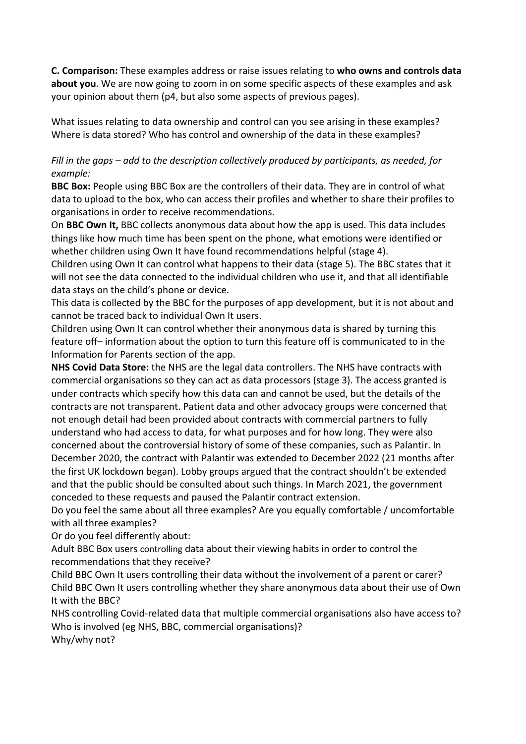**C. Comparison:** These examples address or raise issues relating to **who owns and controls data about you**. We are now going to zoom in on some specific aspects of these examples and ask your opinion about them (p4, but also some aspects of previous pages).

What issues relating to data ownership and control can you see arising in these examples? Where is data stored? Who has control and ownership of the data in these examples?

*Fill in the gaps – add to the description collectively produced by participants, as needed, for example:*

**BBC Box:** People using BBC Box are the controllers of their data. They are in control of what data to upload to the box, who can access their profiles and whether to share their profiles to organisations in order to receive recommendations.

On **BBC Own It,** BBC collects anonymous data about how the app is used. This data includes things like how much time has been spent on the phone, what emotions were identified or whether children using Own It have found recommendations helpful (stage 4).

Children using Own It can control what happens to their data (stage 5). The BBC states that it will not see the data connected to the individual children who use it, and that all identifiable data stays on the child's phone or device.

This data is collected by the BBC for the purposes of app development, but it is not about and cannot be traced back to individual Own It users.

Children using Own It can control whether their anonymous data is shared by turning this feature off– information about the option to turn this feature off is communicated to in the Information for Parents section of the app.

**NHS Covid Data Store:** the NHS are the legal data controllers. The NHS have contracts with commercial organisations so they can act as data processors (stage 3). The access granted is under contracts which specify how this data can and cannot be used, but the details of the contracts are not transparent. Patient data and other advocacy groups were concerned that not enough detail had been provided about contracts with commercial partners to fully understand who had access to data, for what purposes and for how long. They were also concerned about the controversial history of some of these companies, such as Palantir. In December 2020, the contract with Palantir was extended to December 2022 (21 months after the first UK lockdown began). Lobby groups argued that the contract shouldn't be extended and that the public should be consulted about such things. In March 2021, the government conceded to these requests and paused the Palantir contract extension.

Do you feel the same about all three examples? Are you equally comfortable / uncomfortable with all three examples?

Or do you feel differently about:

Adult BBC Box users controlling data about their viewing habits in order to control the recommendations that they receive?

Child BBC Own It users controlling their data without the involvement of a parent or carer?

Child BBC Own It users controlling whether they share anonymous data about their use of Own It with the BBC?

NHS controlling Covid-related data that multiple commercial organisations also have access to?

Who is involved (eg NHS, BBC, commercial organisations)?

Why/why not?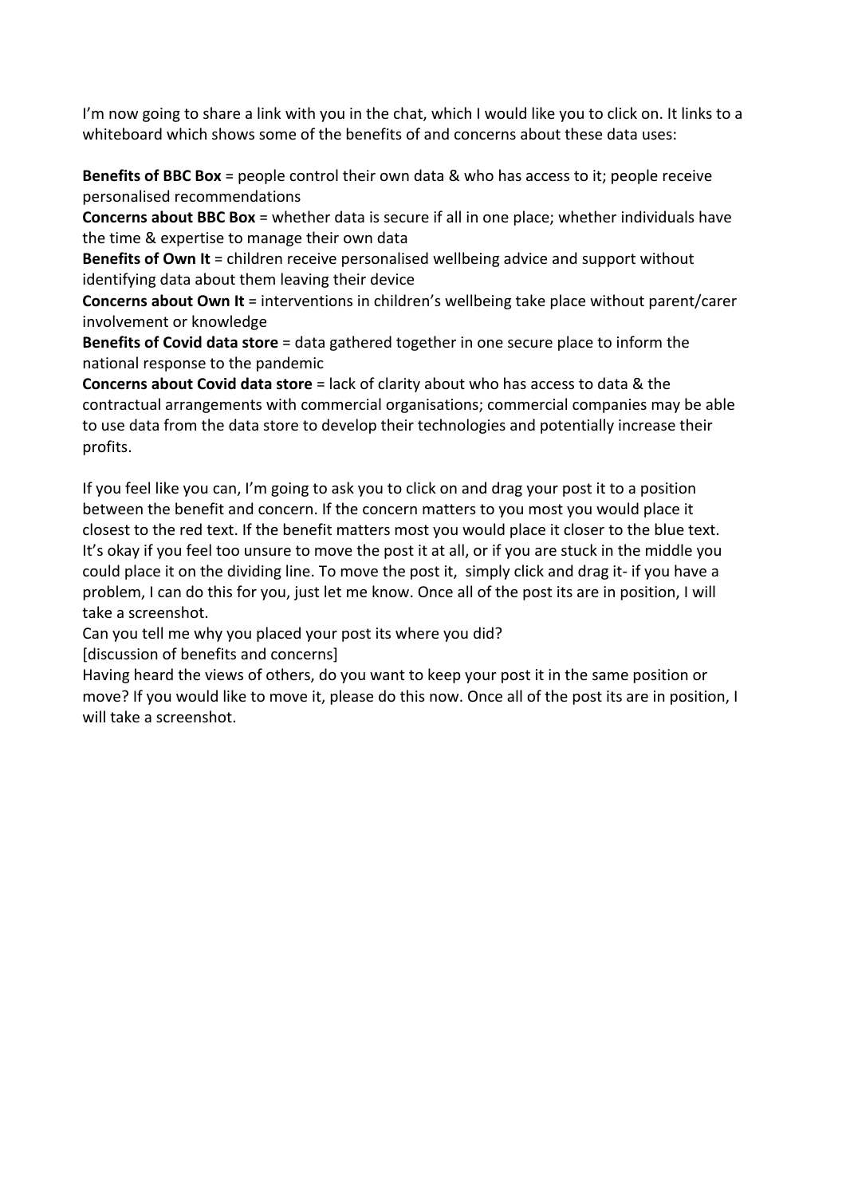I’m now going to share a link with you in the chat, which I would like you to click on. It links to a whiteboard which shows some of the benefits of and concerns about these data uses:

**Benefits of BBC Box** = people control their own data & who has access to it; people receive personalised recommendations
**Concerns about BBC Box** = whether data is secure if all in one place; whether individuals have the time & expertise to manage their own data
**Benefits of Own It** = children receive personalised wellbeing advice and support without identifying data about them leaving their device
**Concerns about Own It** = interventions in children’s wellbeing take place without parent/carer involvement or knowledge
**Benefits of Covid data store** = data gathered together in one secure place to inform the national response to the pandemic
**Concerns about Covid data store** = lack of clarity about who has access to data & the contractual arrangements with commercial organisations; commercial companies may be able to use data from the data store to develop their technologies and potentially increase their profits.

If you feel like you can, I’m going to ask you to click on and drag your post it to a position between the benefit and concern. If the concern matters to you most you would place it closest to the red text. If the benefit matters most you would place it closer to the blue text. It’s okay if you feel too unsure to move the post it at all, or if you are stuck in the middle you could place it on the dividing line. To move the post it, simply click and drag it- if you have a problem, I can do this for you, just let me know. Once all of the post its are in position, I will take a screenshot.
Can you tell me why you placed your post its where you did?
[discussion of benefits and concerns]
Having heard the views of others, do you want to keep your post it in the same position or move? If you would like to move it, please do this now. Once all of the post its are in position, I will take a screenshot.